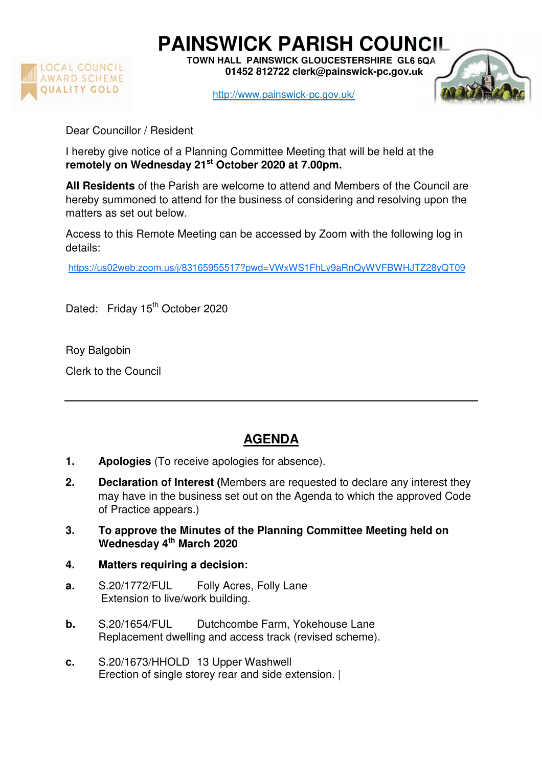# PAINSWICK PARISH COUNCIL

**TOWN HALL PAINSWICK GLOUCESTERSHIRE GL6 6QA**
**01452 812722 clerk@painswick-pc.gov.uk**

http://www.painswick-pc.gov.uk/

LOCAL COUNCIL AWARD SCHEME QUALITY GOLD

Dear Councillor / Resident

I hereby give notice of a Planning Committee Meeting that will be held at the **remotely on Wednesday 21st October 2020 at 7.00pm.**

**All Residents** of the Parish are welcome to attend and Members of the Council are hereby summoned to attend for the business of considering and resolving upon the matters as set out below.

Access to this Remote Meeting can be accessed by Zoom with the following log in details:

https://us02web.zoom.us/j/83165955517?pwd=VWxWS1FhLy9aRnQyWVFBWHJTZ28yQT09

Dated: Friday 15th October 2020

Roy Balgobin

Clerk to the Council

---

## AGENDA

1. **Apologies** (To receive apologies for absence).

2. **Declaration of Interest (**Members are requested to declare any interest they may have in the business set out on the Agenda to which the approved Code of Practice appears.)

3. **To approve the Minutes of the Planning Committee Meeting held on Wednesday 4th March 2020**

4. **Matters requiring a decision:**

**a.** S.20/1772/FUL Folly Acres, Folly Lane
Extension to live/work building.

**b.** S.20/1654/FUL Dutchcombe Farm, Yokehouse Lane
Replacement dwelling and access track (revised scheme).

**c.** S.20/1673/HHOLD 13 Upper Washwell
Erection of single storey rear and side extension. |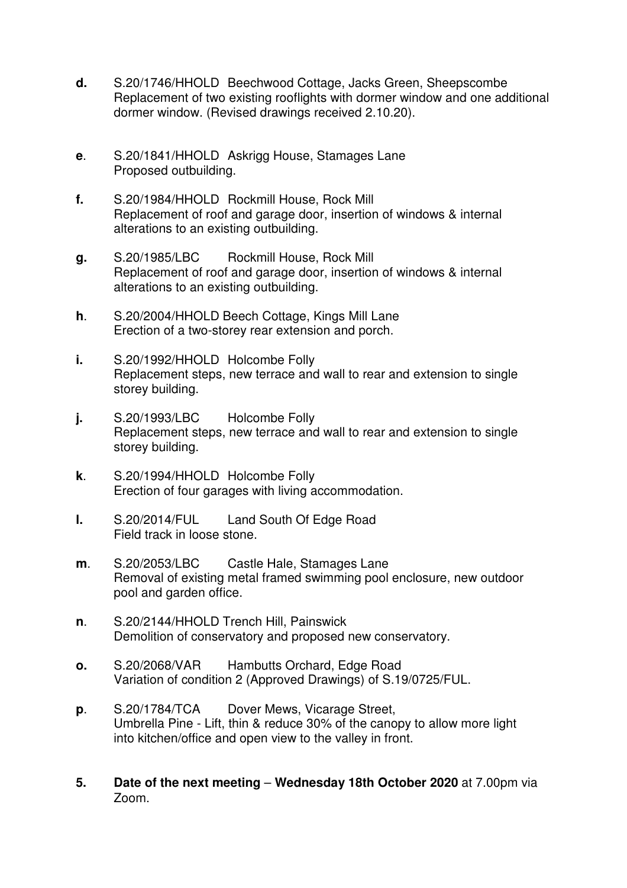**d.** S.20/1746/HHOLD Beechwood Cottage, Jacks Green, Sheepscombe
Replacement of two existing rooflights with dormer window and one additional dormer window. (Revised drawings received 2.10.20).

**e**. S.20/1841/HHOLD Askrigg House, Stamages Lane
Proposed outbuilding.

**f.** S.20/1984/HHOLD Rockmill House, Rock Mill
Replacement of roof and garage door, insertion of windows & internal alterations to an existing outbuilding.

**g.** S.20/1985/LBC Rockmill House, Rock Mill
Replacement of roof and garage door, insertion of windows & internal alterations to an existing outbuilding.

**h**. S.20/2004/HHOLD Beech Cottage, Kings Mill Lane
Erection of a two-storey rear extension and porch.

**i.** S.20/1992/HHOLD Holcombe Folly
Replacement steps, new terrace and wall to rear and extension to single storey building.

**j.** S.20/1993/LBC Holcombe Folly
Replacement steps, new terrace and wall to rear and extension to single storey building.

**k**. S.20/1994/HHOLD Holcombe Folly
Erection of four garages with living accommodation.

**l.** S.20/2014/FUL Land South Of Edge Road
Field track in loose stone.

**m**. S.20/2053/LBC Castle Hale, Stamages Lane
Removal of existing metal framed swimming pool enclosure, new outdoor pool and garden office.

**n**. S.20/2144/HHOLD Trench Hill, Painswick
Demolition of conservatory and proposed new conservatory.

**o.** S.20/2068/VAR Hambutts Orchard, Edge Road
Variation of condition 2 (Approved Drawings) of S.19/0725/FUL.

**p**. S.20/1784/TCA Dover Mews, Vicarage Street,
Umbrella Pine - Lift, thin & reduce 30% of the canopy to allow more light into kitchen/office and open view to the valley in front.

**5. Date of the next meeting** – **Wednesday 18th October 2020** at 7.00pm via Zoom.